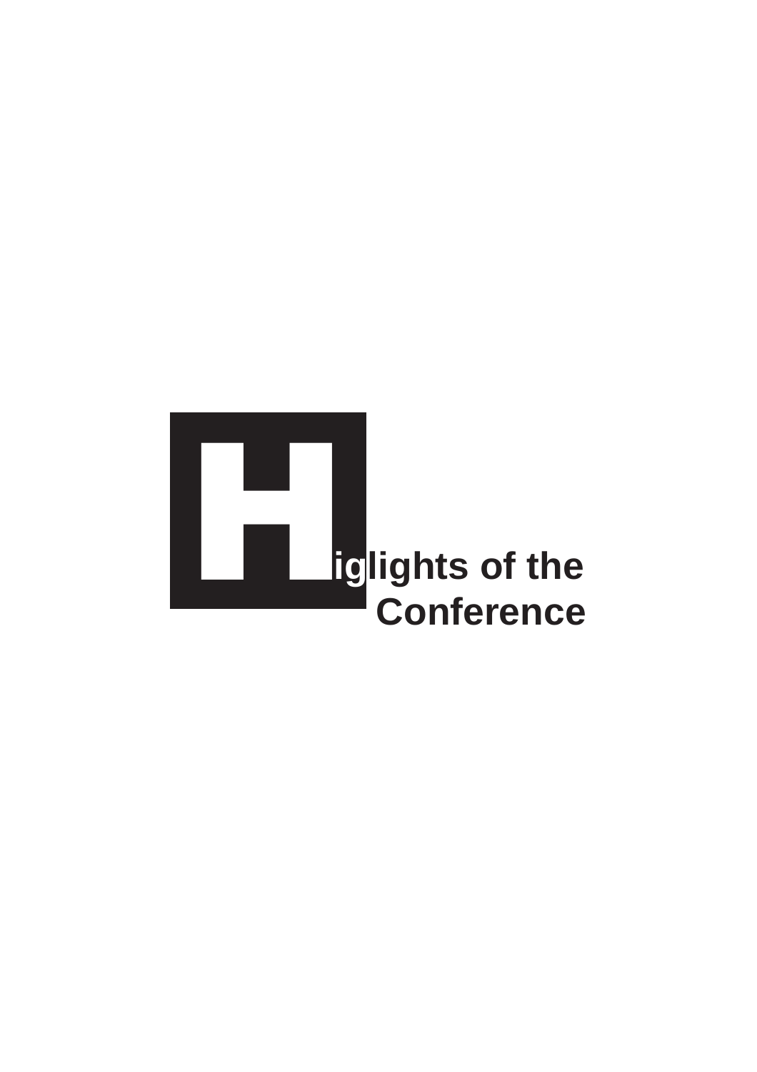# Higlights of the Conference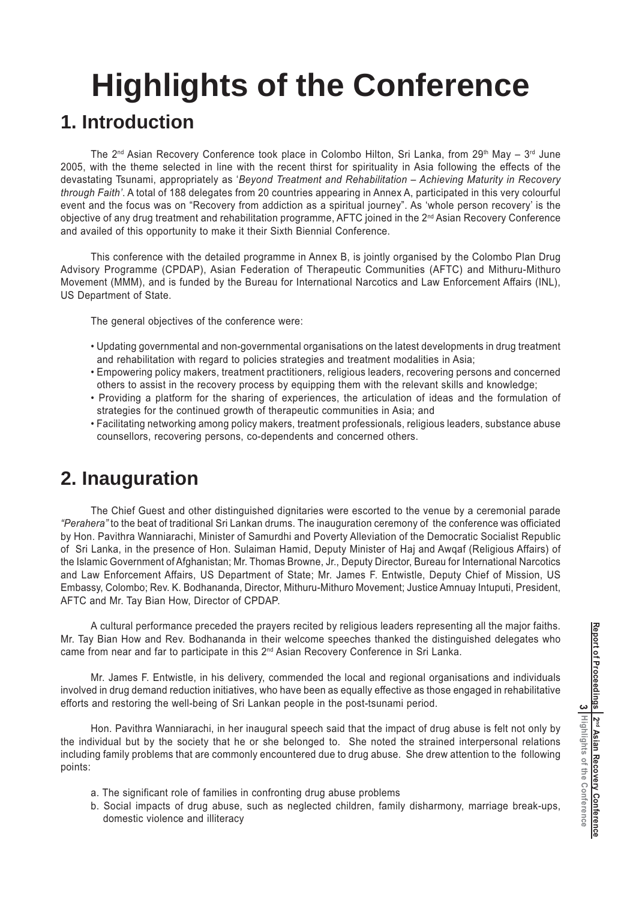# Highlights of the Conference

## 1. Introduction

The 2nd Asian Recovery Conference took place in Colombo Hilton, Sri Lanka, from 29th May – 3rd June 2005, with the theme selected in line with the recent thirst for spirituality in Asia following the effects of the devastating Tsunami, appropriately as '*Beyond Treatment and Rehabilitation – Achieving Maturity in Recovery through Faith'*. A total of 188 delegates from 20 countries appearing in Annex A, participated in this very colourful event and the focus was on "Recovery from addiction as a spiritual journey". As 'whole person recovery' is the objective of any drug treatment and rehabilitation programme, AFTC joined in the 2nd Asian Recovery Conference and availed of this opportunity to make it their Sixth Biennial Conference.

This conference with the detailed programme in Annex B, is jointly organised by the Colombo Plan Drug Advisory Programme (CPDAP), Asian Federation of Therapeutic Communities (AFTC) and Mithuru-Mithuro Movement (MMM), and is funded by the Bureau for International Narcotics and Law Enforcement Affairs (INL), US Department of State.

The general objectives of the conference were:

- Updating governmental and non-governmental organisations on the latest developments in drug treatment and rehabilitation with regard to policies strategies and treatment modalities in Asia;
- Empowering policy makers, treatment practitioners, religious leaders, recovering persons and concerned others to assist in the recovery process by equipping them with the relevant skills and knowledge;
- Providing a platform for the sharing of experiences, the articulation of ideas and the formulation of strategies for the continued growth of therapeutic communities in Asia; and
- Facilitating networking among policy makers, treatment professionals, religious leaders, substance abuse counsellors, recovering persons, co-dependents and concerned others.

## 2. Inauguration

The Chief Guest and other distinguished dignitaries were escorted to the venue by a ceremonial parade *"Perahera"* to the beat of traditional Sri Lankan drums. The inauguration ceremony of the conference was officiated by Hon. Pavithra Wanniarachi, Minister of Samurdhi and Poverty Alleviation of the Democratic Socialist Republic of Sri Lanka, in the presence of Hon. Sulaiman Hamid, Deputy Minister of Haj and Awqaf (Religious Affairs) of the Islamic Government of Afghanistan; Mr. Thomas Browne, Jr., Deputy Director, Bureau for International Narcotics and Law Enforcement Affairs, US Department of State; Mr. James F. Entwistle, Deputy Chief of Mission, US Embassy, Colombo; Rev. K. Bodhananda, Director, Mithuru-Mithuro Movement; Justice Amnuay Intuputi, President, AFTC and Mr. Tay Bian How, Director of CPDAP.

A cultural performance preceded the prayers recited by religious leaders representing all the major faiths. Mr. Tay Bian How and Rev. Bodhananda in their welcome speeches thanked the distinguished delegates who came from near and far to participate in this 2nd Asian Recovery Conference in Sri Lanka.

Mr. James F. Entwistle, in his delivery, commended the local and regional organisations and individuals involved in drug demand reduction initiatives, who have been as equally effective as those engaged in rehabilitative efforts and restoring the well-being of Sri Lankan people in the post-tsunami period.

Hon. Pavithra Wanniarachi, in her inaugural speech said that the impact of drug abuse is felt not only by the individual but by the society that he or she belonged to. She noted the strained interpersonal relations including family problems that are commonly encountered due to drug abuse. She drew attention to the following points:

a. The significant role of families in confronting drug abuse problems
b. Social impacts of drug abuse, such as neglected children, family disharmony, marriage break-ups, domestic violence and illiteracy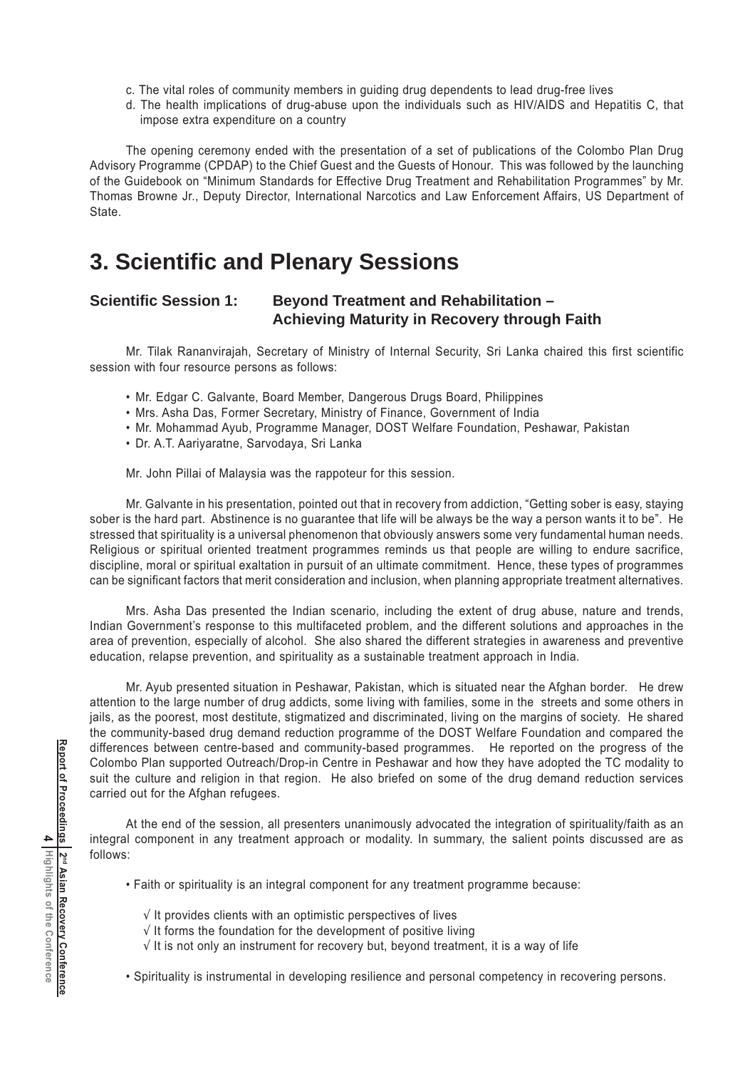c. The vital roles of community members in guiding drug dependents to lead drug-free lives

d. The health implications of drug-abuse upon the individuals such as HIV/AIDS and Hepatitis C, that impose extra expenditure on a country

The opening ceremony ended with the presentation of a set of publications of the Colombo Plan Drug Advisory Programme (CPDAP) to the Chief Guest and the Guests of Honour. This was followed by the launching of the Guidebook on "Minimum Standards for Effective Drug Treatment and Rehabilitation Programmes" by Mr. Thomas Browne Jr., Deputy Director, International Narcotics and Law Enforcement Affairs, US Department of State.

# 3. Scientific and Plenary Sessions

## Scientific Session 1: Beyond Treatment and Rehabilitation – Achieving Maturity in Recovery through Faith

Mr. Tilak Rananvirajah, Secretary of Ministry of Internal Security, Sri Lanka chaired this first scientific session with four resource persons as follows:

- Mr. Edgar C. Galvante, Board Member, Dangerous Drugs Board, Philippines
- Mrs. Asha Das, Former Secretary, Ministry of Finance, Government of India
- Mr. Mohammad Ayub, Programme Manager, DOST Welfare Foundation, Peshawar, Pakistan
- Dr. A.T. Aariyaratne, Sarvodaya, Sri Lanka

Mr. John Pillai of Malaysia was the rappoteur for this session.

Mr. Galvante in his presentation, pointed out that in recovery from addiction, "Getting sober is easy, staying sober is the hard part. Abstinence is no guarantee that life will be always be the way a person wants it to be". He stressed that spirituality is a universal phenomenon that obviously answers some very fundamental human needs. Religious or spiritual oriented treatment programmes reminds us that people are willing to endure sacrifice, discipline, moral or spiritual exaltation in pursuit of an ultimate commitment. Hence, these types of programmes can be significant factors that merit consideration and inclusion, when planning appropriate treatment alternatives.

Mrs. Asha Das presented the Indian scenario, including the extent of drug abuse, nature and trends, Indian Government's response to this multifaceted problem, and the different solutions and approaches in the area of prevention, especially of alcohol. She also shared the different strategies in awareness and preventive education, relapse prevention, and spirituality as a sustainable treatment approach in India.

Mr. Ayub presented situation in Peshawar, Pakistan, which is situated near the Afghan border. He drew attention to the large number of drug addicts, some living with families, some in the streets and some others in jails, as the poorest, most destitute, stigmatized and discriminated, living on the margins of society. He shared the community-based drug demand reduction programme of the DOST Welfare Foundation and compared the differences between centre-based and community-based programmes. He reported on the progress of the Colombo Plan supported Outreach/Drop-in Centre in Peshawar and how they have adopted the TC modality to suit the culture and religion in that region. He also briefed on some of the drug demand reduction services carried out for the Afghan refugees.

At the end of the session, all presenters unanimously advocated the integration of spirituality/faith as an integral component in any treatment approach or modality. In summary, the salient points discussed are as follows:

- Faith or spirituality is an integral component for any treatment programme because:
  - √ It provides clients with an optimistic perspectives of lives
  - √ It forms the foundation for the development of positive living
  - √ It is not only an instrument for recovery but, beyond treatment, it is a way of life
- Spirituality is instrumental in developing resilience and personal competency in recovering persons.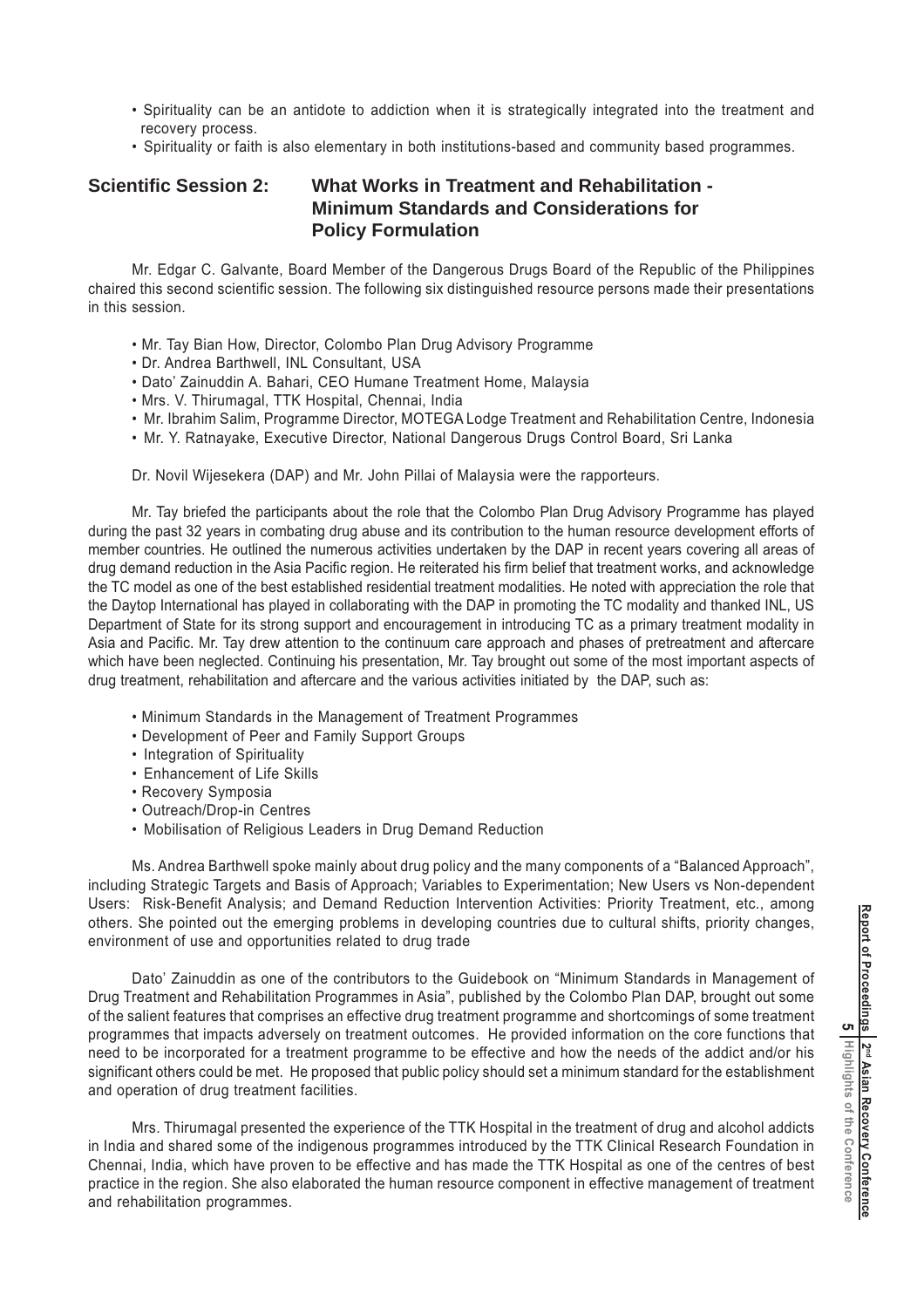- Spirituality can be an antidote to addiction when it is strategically integrated into the treatment and recovery process.
- Spirituality or faith is also elementary in both institutions-based and community based programmes.

## Scientific Session 2: What Works in Treatment and Rehabilitation - Minimum Standards and Considerations for Policy Formulation

Mr. Edgar C. Galvante, Board Member of the Dangerous Drugs Board of the Republic of the Philippines chaired this second scientific session. The following six distinguished resource persons made their presentations in this session.

- Mr. Tay Bian How, Director, Colombo Plan Drug Advisory Programme
- Dr. Andrea Barthwell, INL Consultant, USA
- Dato' Zainuddin A. Bahari, CEO Humane Treatment Home, Malaysia
- Mrs. V. Thirumagal, TTK Hospital, Chennai, India
- Mr. Ibrahim Salim, Programme Director, MOTEGA Lodge Treatment and Rehabilitation Centre, Indonesia
- Mr. Y. Ratnayake, Executive Director, National Dangerous Drugs Control Board, Sri Lanka

Dr. Novil Wijesekera (DAP) and Mr. John Pillai of Malaysia were the rapporteurs.

Mr. Tay briefed the participants about the role that the Colombo Plan Drug Advisory Programme has played during the past 32 years in combating drug abuse and its contribution to the human resource development efforts of member countries. He outlined the numerous activities undertaken by the DAP in recent years covering all areas of drug demand reduction in the Asia Pacific region. He reiterated his firm belief that treatment works, and acknowledge the TC model as one of the best established residential treatment modalities. He noted with appreciation the role that the Daytop International has played in collaborating with the DAP in promoting the TC modality and thanked INL, US Department of State for its strong support and encouragement in introducing TC as a primary treatment modality in Asia and Pacific. Mr. Tay drew attention to the continuum care approach and phases of pretreatment and aftercare which have been neglected. Continuing his presentation, Mr. Tay brought out some of the most important aspects of drug treatment, rehabilitation and aftercare and the various activities initiated by the DAP, such as:

- Minimum Standards in the Management of Treatment Programmes
- Development of Peer and Family Support Groups
- Integration of Spirituality
- Enhancement of Life Skills
- Recovery Symposia
- Outreach/Drop-in Centres
- Mobilisation of Religious Leaders in Drug Demand Reduction

Ms. Andrea Barthwell spoke mainly about drug policy and the many components of a "Balanced Approach", including Strategic Targets and Basis of Approach; Variables to Experimentation; New Users vs Non-dependent Users: Risk-Benefit Analysis; and Demand Reduction Intervention Activities: Priority Treatment, etc., among others. She pointed out the emerging problems in developing countries due to cultural shifts, priority changes, environment of use and opportunities related to drug trade

Dato' Zainuddin as one of the contributors to the Guidebook on "Minimum Standards in Management of Drug Treatment and Rehabilitation Programmes in Asia", published by the Colombo Plan DAP, brought out some of the salient features that comprises an effective drug treatment programme and shortcomings of some treatment programmes that impacts adversely on treatment outcomes. He provided information on the core functions that need to be incorporated for a treatment programme to be effective and how the needs of the addict and/or his significant others could be met. He proposed that public policy should set a minimum standard for the establishment and operation of drug treatment facilities.

Mrs. Thirumagal presented the experience of the TTK Hospital in the treatment of drug and alcohol addicts in India and shared some of the indigenous programmes introduced by the TTK Clinical Research Foundation in Chennai, India, which have proven to be effective and has made the TTK Hospital as one of the centres of best practice in the region. She also elaborated the human resource component in effective management of treatment and rehabilitation programmes.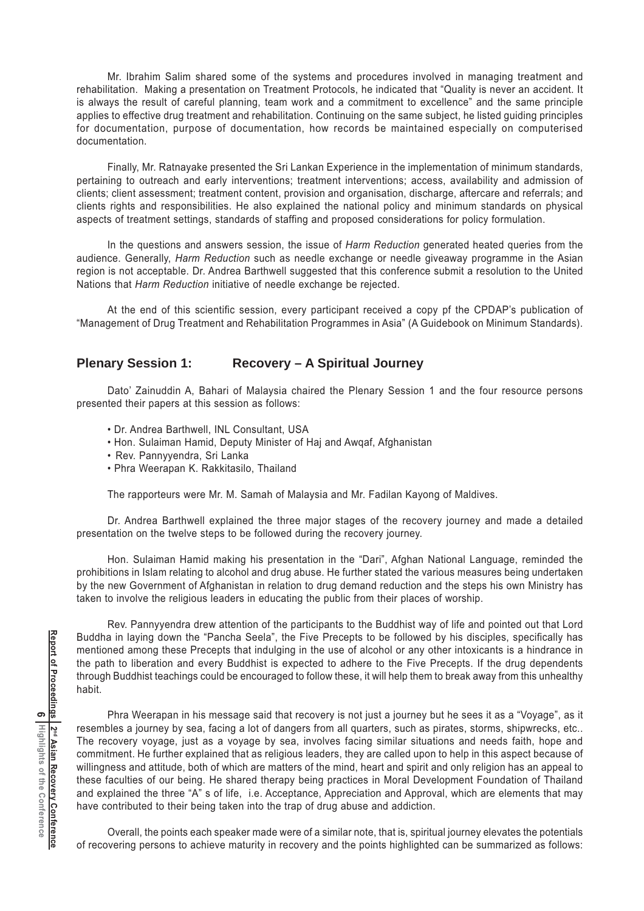Mr. Ibrahim Salim shared some of the systems and procedures involved in managing treatment and rehabilitation. Making a presentation on Treatment Protocols, he indicated that "Quality is never an accident. It is always the result of careful planning, team work and a commitment to excellence" and the same principle applies to effective drug treatment and rehabilitation. Continuing on the same subject, he listed guiding principles for documentation, purpose of documentation, how records be maintained especially on computerised documentation.

Finally, Mr. Ratnayake presented the Sri Lankan Experience in the implementation of minimum standards, pertaining to outreach and early interventions; treatment interventions; access, availability and admission of clients; client assessment; treatment content, provision and organisation, discharge, aftercare and referrals; and clients rights and responsibilities. He also explained the national policy and minimum standards on physical aspects of treatment settings, standards of staffing and proposed considerations for policy formulation.

In the questions and answers session, the issue of *Harm Reduction* generated heated queries from the audience. Generally, *Harm Reduction* such as needle exchange or needle giveaway programme in the Asian region is not acceptable. Dr. Andrea Barthwell suggested that this conference submit a resolution to the United Nations that *Harm Reduction* initiative of needle exchange be rejected.

At the end of this scientific session, every participant received a copy pf the CPDAP's publication of "Management of Drug Treatment and Rehabilitation Programmes in Asia" (A Guidebook on Minimum Standards).

## Plenary Session 1: Recovery – A Spiritual Journey

Dato' Zainuddin A, Bahari of Malaysia chaired the Plenary Session 1 and the four resource persons presented their papers at this session as follows:

- Dr. Andrea Barthwell, INL Consultant, USA
- Hon. Sulaiman Hamid, Deputy Minister of Haj and Awqaf, Afghanistan
- Rev. Pannyyendra, Sri Lanka
- Phra Weerapan K. Rakkitasilo, Thailand

The rapporteurs were Mr. M. Samah of Malaysia and Mr. Fadilan Kayong of Maldives.

Dr. Andrea Barthwell explained the three major stages of the recovery journey and made a detailed presentation on the twelve steps to be followed during the recovery journey.

Hon. Sulaiman Hamid making his presentation in the "Dari", Afghan National Language, reminded the prohibitions in Islam relating to alcohol and drug abuse. He further stated the various measures being undertaken by the new Government of Afghanistan in relation to drug demand reduction and the steps his own Ministry has taken to involve the religious leaders in educating the public from their places of worship.

Rev. Pannyyendra drew attention of the participants to the Buddhist way of life and pointed out that Lord Buddha in laying down the "Pancha Seela", the Five Precepts to be followed by his disciples, specifically has mentioned among these Precepts that indulging in the use of alcohol or any other intoxicants is a hindrance in the path to liberation and every Buddhist is expected to adhere to the Five Precepts. If the drug dependents through Buddhist teachings could be encouraged to follow these, it will help them to break away from this unhealthy habit.

Phra Weerapan in his message said that recovery is not just a journey but he sees it as a "Voyage", as it resembles a journey by sea, facing a lot of dangers from all quarters, such as pirates, storms, shipwrecks, etc.. The recovery voyage, just as a voyage by sea, involves facing similar situations and needs faith, hope and commitment. He further explained that as religious leaders, they are called upon to help in this aspect because of willingness and attitude, both of which are matters of the mind, heart and spirit and only religion has an appeal to these faculties of our being. He shared therapy being practices in Moral Development Foundation of Thailand and explained the three "A" s of life, i.e. Acceptance, Appreciation and Approval, which are elements that may have contributed to their being taken into the trap of drug abuse and addiction.

Overall, the points each speaker made were of a similar note, that is, spiritual journey elevates the potentials of recovering persons to achieve maturity in recovery and the points highlighted can be summarized as follows: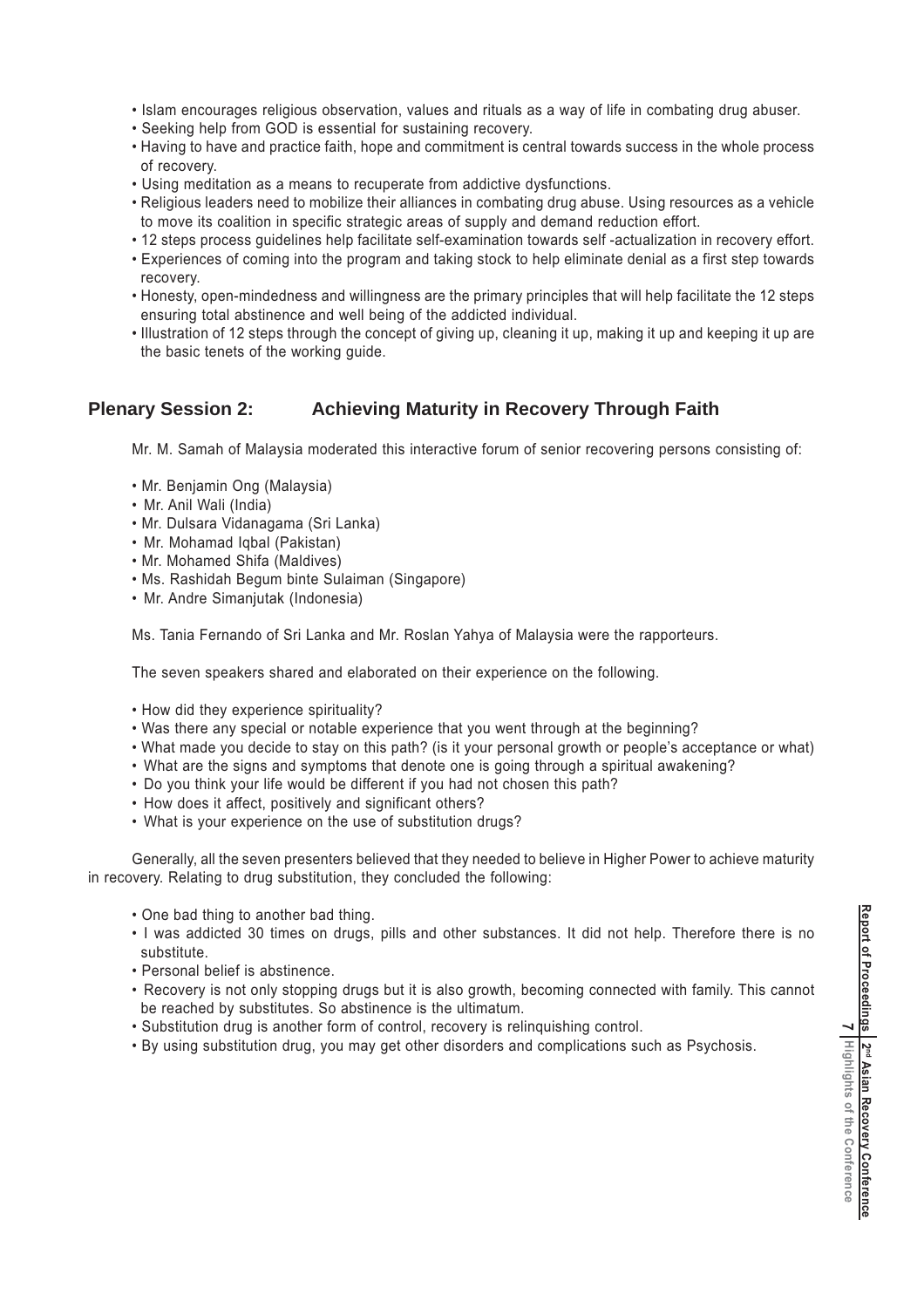- Islam encourages religious observation, values and rituals as a way of life in combating drug abuser.
- Seeking help from GOD is essential for sustaining recovery.
- Having to have and practice faith, hope and commitment is central towards success in the whole process of recovery.
- Using meditation as a means to recuperate from addictive dysfunctions.
- Religious leaders need to mobilize their alliances in combating drug abuse. Using resources as a vehicle to move its coalition in specific strategic areas of supply and demand reduction effort.
- 12 steps process guidelines help facilitate self-examination towards self -actualization in recovery effort.
- Experiences of coming into the program and taking stock to help eliminate denial as a first step towards recovery.
- Honesty, open-mindedness and willingness are the primary principles that will help facilitate the 12 steps ensuring total abstinence and well being of the addicted individual.
- Illustration of 12 steps through the concept of giving up, cleaning it up, making it up and keeping it up are the basic tenets of the working guide.

## Plenary Session 2: Achieving Maturity in Recovery Through Faith

Mr. M. Samah of Malaysia moderated this interactive forum of senior recovering persons consisting of:

- Mr. Benjamin Ong (Malaysia)
- Mr. Anil Wali (India)
- Mr. Dulsara Vidanagama (Sri Lanka)
- Mr. Mohamad Iqbal (Pakistan)
- Mr. Mohamed Shifa (Maldives)
- Ms. Rashidah Begum binte Sulaiman (Singapore)
- Mr. Andre Simanjutak (Indonesia)

Ms. Tania Fernando of Sri Lanka and Mr. Roslan Yahya of Malaysia were the rapporteurs.

The seven speakers shared and elaborated on their experience on the following.

- How did they experience spirituality?
- Was there any special or notable experience that you went through at the beginning?
- What made you decide to stay on this path? (is it your personal growth or people's acceptance or what)
- What are the signs and symptoms that denote one is going through a spiritual awakening?
- Do you think your life would be different if you had not chosen this path?
- How does it affect, positively and significant others?
- What is your experience on the use of substitution drugs?

Generally, all the seven presenters believed that they needed to believe in Higher Power to achieve maturity in recovery. Relating to drug substitution, they concluded the following:

- One bad thing to another bad thing.
- I was addicted 30 times on drugs, pills and other substances. It did not help. Therefore there is no substitute.
- Personal belief is abstinence.
- Recovery is not only stopping drugs but it is also growth, becoming connected with family. This cannot be reached by substitutes. So abstinence is the ultimatum.
- Substitution drug is another form of control, recovery is relinquishing control.
- By using substitution drug, you may get other disorders and complications such as Psychosis.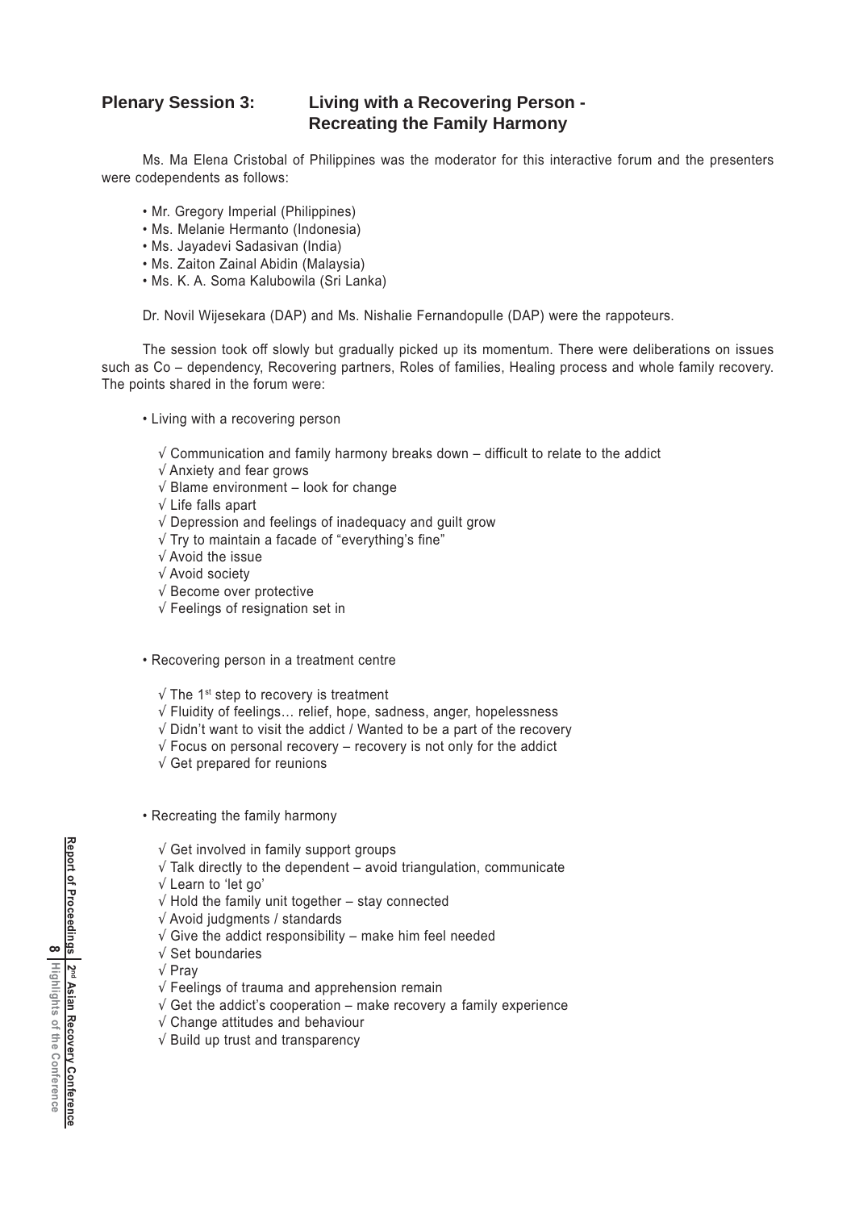## Plenary Session 3: Living with a Recovering Person - Recreating the Family Harmony

Ms. Ma Elena Cristobal of Philippines was the moderator for this interactive forum and the presenters were codependents as follows:

- Mr. Gregory Imperial (Philippines)
- Ms. Melanie Hermanto (Indonesia)
- Ms. Jayadevi Sadasivan (India)
- Ms. Zaiton Zainal Abidin (Malaysia)
- Ms. K. A. Soma Kalubowila (Sri Lanka)

Dr. Novil Wijesekara (DAP) and Ms. Nishalie Fernandopulle (DAP) were the rappoteurs.

The session took off slowly but gradually picked up its momentum. There were deliberations on issues such as Co – dependency, Recovering partners, Roles of families, Healing process and whole family recovery. The points shared in the forum were:

- Living with a recovering person

  √ Communication and family harmony breaks down – difficult to relate to the addict
  √ Anxiety and fear grows
  √ Blame environment – look for change
  √ Life falls apart
  √ Depression and feelings of inadequacy and guilt grow
  √ Try to maintain a facade of "everything's fine"
  √ Avoid the issue
  √ Avoid society
  √ Become over protective
  √ Feelings of resignation set in

- Recovering person in a treatment centre

  √ The 1st step to recovery is treatment
  √ Fluidity of feelings… relief, hope, sadness, anger, hopelessness
  √ Didn't want to visit the addict / Wanted to be a part of the recovery
  √ Focus on personal recovery – recovery is not only for the addict
  √ Get prepared for reunions

- Recreating the family harmony

  √ Get involved in family support groups
  √ Talk directly to the dependent – avoid triangulation, communicate
  √ Learn to 'let go'
  √ Hold the family unit together – stay connected
  √ Avoid judgments / standards
  √ Give the addict responsibility – make him feel needed
  √ Set boundaries
  √ Pray
  √ Feelings of trauma and apprehension remain
  √ Get the addict's cooperation – make recovery a family experience
  √ Change attitudes and behaviour
  √ Build up trust and transparency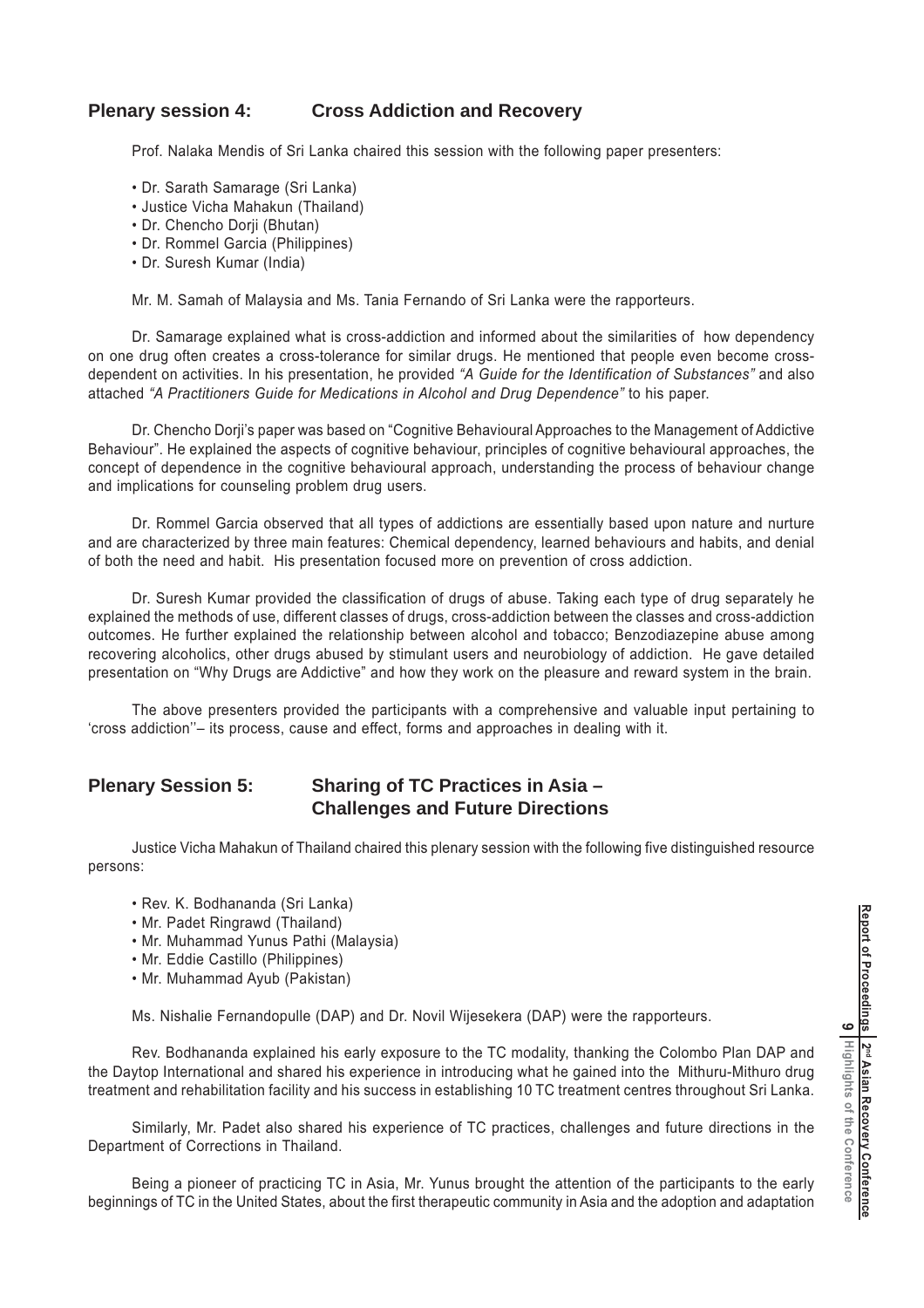## Plenary session 4: Cross Addiction and Recovery

Prof. Nalaka Mendis of Sri Lanka chaired this session with the following paper presenters:

- Dr. Sarath Samarage (Sri Lanka)
- Justice Vicha Mahakun (Thailand)
- Dr. Chencho Dorji (Bhutan)
- Dr. Rommel Garcia (Philippines)
- Dr. Suresh Kumar (India)

Mr. M. Samah of Malaysia and Ms. Tania Fernando of Sri Lanka were the rapporteurs.

Dr. Samarage explained what is cross-addiction and informed about the similarities of how dependency on one drug often creates a cross-tolerance for similar drugs. He mentioned that people even become cross-dependent on activities. In his presentation, he provided *"A Guide for the Identification of Substances"* and also attached *"A Practitioners Guide for Medications in Alcohol and Drug Dependence"* to his paper.

Dr. Chencho Dorji's paper was based on "Cognitive Behavioural Approaches to the Management of Addictive Behaviour". He explained the aspects of cognitive behaviour, principles of cognitive behavioural approaches, the concept of dependence in the cognitive behavioural approach, understanding the process of behaviour change and implications for counseling problem drug users.

Dr. Rommel Garcia observed that all types of addictions are essentially based upon nature and nurture and are characterized by three main features: Chemical dependency, learned behaviours and habits, and denial of both the need and habit. His presentation focused more on prevention of cross addiction.

Dr. Suresh Kumar provided the classification of drugs of abuse. Taking each type of drug separately he explained the methods of use, different classes of drugs, cross-addiction between the classes and cross-addiction outcomes. He further explained the relationship between alcohol and tobacco; Benzodiazepine abuse among recovering alcoholics, other drugs abused by stimulant users and neurobiology of addiction. He gave detailed presentation on "Why Drugs are Addictive" and how they work on the pleasure and reward system in the brain.

The above presenters provided the participants with a comprehensive and valuable input pertaining to 'cross addiction''– its process, cause and effect, forms and approaches in dealing with it.

## Plenary Session 5: Sharing of TC Practices in Asia – Challenges and Future Directions

Justice Vicha Mahakun of Thailand chaired this plenary session with the following five distinguished resource persons:

- Rev. K. Bodhananda (Sri Lanka)
- Mr. Padet Ringrawd (Thailand)
- Mr. Muhammad Yunus Pathi (Malaysia)
- Mr. Eddie Castillo (Philippines)
- Mr. Muhammad Ayub (Pakistan)

Ms. Nishalie Fernandopulle (DAP) and Dr. Novil Wijesekera (DAP) were the rapporteurs.

Rev. Bodhananda explained his early exposure to the TC modality, thanking the Colombo Plan DAP and the Daytop International and shared his experience in introducing what he gained into the Mithuru-Mithuro drug treatment and rehabilitation facility and his success in establishing 10 TC treatment centres throughout Sri Lanka.

Similarly, Mr. Padet also shared his experience of TC practices, challenges and future directions in the Department of Corrections in Thailand.

Being a pioneer of practicing TC in Asia, Mr. Yunus brought the attention of the participants to the early beginnings of TC in the United States, about the first therapeutic community in Asia and the adoption and adaptation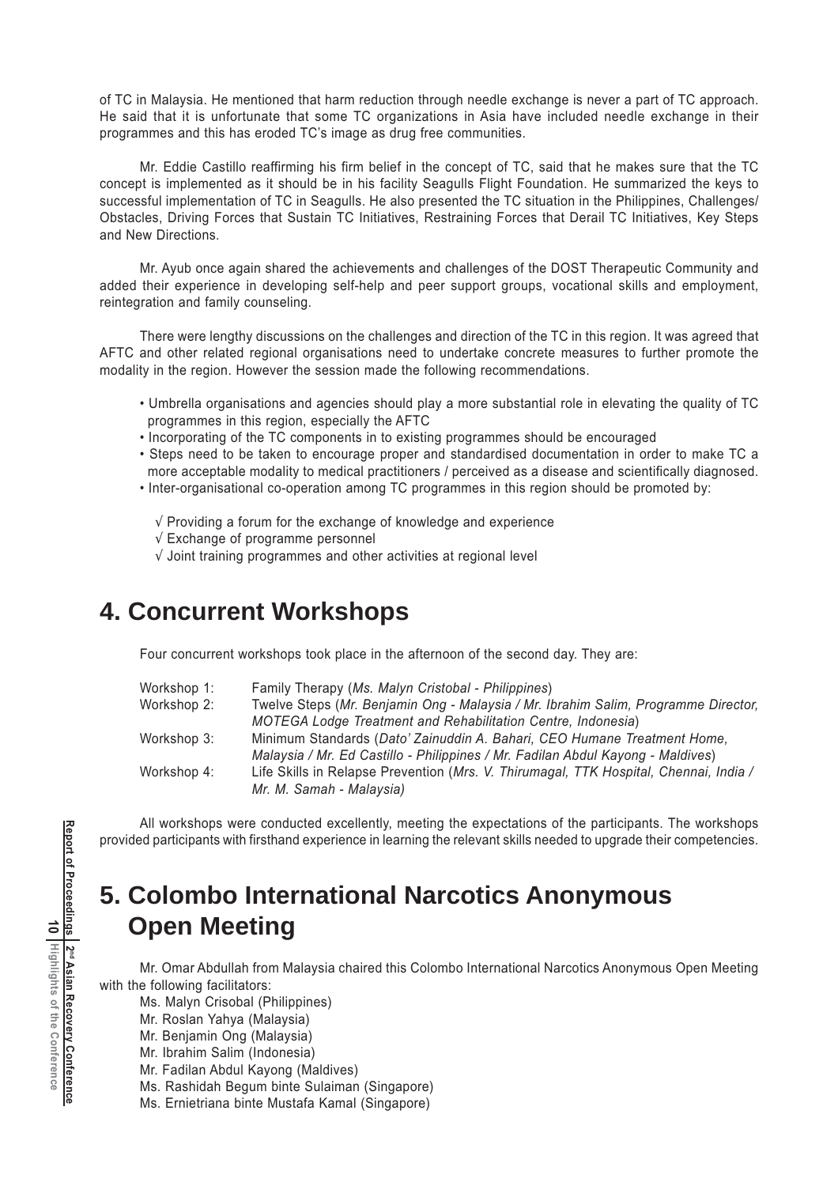of TC in Malaysia. He mentioned that harm reduction through needle exchange is never a part of TC approach. He said that it is unfortunate that some TC organizations in Asia have included needle exchange in their programmes and this has eroded TC's image as drug free communities.

Mr. Eddie Castillo reaffirming his firm belief in the concept of TC, said that he makes sure that the TC concept is implemented as it should be in his facility Seagulls Flight Foundation. He summarized the keys to successful implementation of TC in Seagulls. He also presented the TC situation in the Philippines, Challenges/ Obstacles, Driving Forces that Sustain TC Initiatives, Restraining Forces that Derail TC Initiatives, Key Steps and New Directions.

Mr. Ayub once again shared the achievements and challenges of the DOST Therapeutic Community and added their experience in developing self-help and peer support groups, vocational skills and employment, reintegration and family counseling.

There were lengthy discussions on the challenges and direction of the TC in this region. It was agreed that AFTC and other related regional organisations need to undertake concrete measures to further promote the modality in the region. However the session made the following recommendations.

- Umbrella organisations and agencies should play a more substantial role in elevating the quality of TC programmes in this region, especially the AFTC
- Incorporating of the TC components in to existing programmes should be encouraged
- Steps need to be taken to encourage proper and standardised documentation in order to make TC a more acceptable modality to medical practitioners / perceived as a disease and scientifically diagnosed.
- Inter-organisational co-operation among TC programmes in this region should be promoted by:

  √ Providing a forum for the exchange of knowledge and experience
  √ Exchange of programme personnel
  √ Joint training programmes and other activities at regional level

# 4. Concurrent Workshops

Four concurrent workshops took place in the afternoon of the second day. They are:

| | |
|---|---|
| Workshop 1: | Family Therapy (*Ms. Malyn Cristobal - Philippines*) |
| Workshop 2: | Twelve Steps (*Mr. Benjamin Ong - Malaysia / Mr. Ibrahim Salim, Programme Director, MOTEGA Lodge Treatment and Rehabilitation Centre, Indonesia*) |
| Workshop 3: | Minimum Standards (*Dato' Zainuddin A. Bahari, CEO Humane Treatment Home, Malaysia / Mr. Ed Castillo - Philippines / Mr. Fadilan Abdul Kayong - Maldives*) |
| Workshop 4: | Life Skills in Relapse Prevention (*Mrs. V. Thirumagal, TTK Hospital, Chennai, India / Mr. M. Samah - Malaysia)* |

All workshops were conducted excellently, meeting the expectations of the participants. The workshops provided participants with firsthand experience in learning the relevant skills needed to upgrade their competencies.

# 5. Colombo International Narcotics Anonymous Open Meeting

Mr. Omar Abdullah from Malaysia chaired this Colombo International Narcotics Anonymous Open Meeting with the following facilitators:

Ms. Malyn Crisobal (Philippines)
Mr. Roslan Yahya (Malaysia)
Mr. Benjamin Ong (Malaysia)
Mr. Ibrahim Salim (Indonesia)
Mr. Fadilan Abdul Kayong (Maldives)
Ms. Rashidah Begum binte Sulaiman (Singapore)
Ms. Ernietriana binte Mustafa Kamal (Singapore)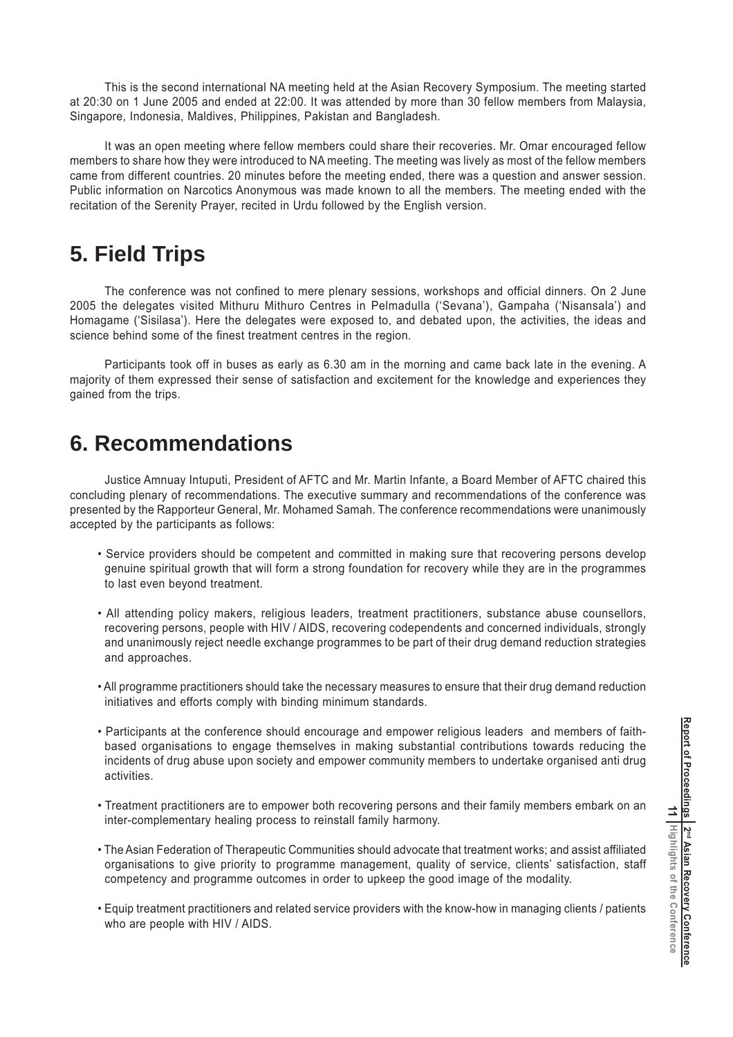This is the second international NA meeting held at the Asian Recovery Symposium. The meeting started at 20:30 on 1 June 2005 and ended at 22:00. It was attended by more than 30 fellow members from Malaysia, Singapore, Indonesia, Maldives, Philippines, Pakistan and Bangladesh.

It was an open meeting where fellow members could share their recoveries. Mr. Omar encouraged fellow members to share how they were introduced to NA meeting. The meeting was lively as most of the fellow members came from different countries. 20 minutes before the meeting ended, there was a question and answer session. Public information on Narcotics Anonymous was made known to all the members. The meeting ended with the recitation of the Serenity Prayer, recited in Urdu followed by the English version.

## 5. Field Trips

The conference was not confined to mere plenary sessions, workshops and official dinners. On 2 June 2005 the delegates visited Mithuru Mithuro Centres in Pelmadulla ('Sevana'), Gampaha ('Nisansala') and Homagame ('Sisilasa'). Here the delegates were exposed to, and debated upon, the activities, the ideas and science behind some of the finest treatment centres in the region.

Participants took off in buses as early as 6.30 am in the morning and came back late in the evening. A majority of them expressed their sense of satisfaction and excitement for the knowledge and experiences they gained from the trips.

## 6. Recommendations

Justice Amnuay Intuputi, President of AFTC and Mr. Martin Infante, a Board Member of AFTC chaired this concluding plenary of recommendations. The executive summary and recommendations of the conference was presented by the Rapporteur General, Mr. Mohamed Samah. The conference recommendations were unanimously accepted by the participants as follows:

- Service providers should be competent and committed in making sure that recovering persons develop genuine spiritual growth that will form a strong foundation for recovery while they are in the programmes to last even beyond treatment.
- All attending policy makers, religious leaders, treatment practitioners, substance abuse counsellors, recovering persons, people with HIV / AIDS, recovering codependents and concerned individuals, strongly and unanimously reject needle exchange programmes to be part of their drug demand reduction strategies and approaches.
- All programme practitioners should take the necessary measures to ensure that their drug demand reduction initiatives and efforts comply with binding minimum standards.
- Participants at the conference should encourage and empower religious leaders and members of faith-based organisations to engage themselves in making substantial contributions towards reducing the incidents of drug abuse upon society and empower community members to undertake organised anti drug activities.
- Treatment practitioners are to empower both recovering persons and their family members embark on an inter-complementary healing process to reinstall family harmony.
- The Asian Federation of Therapeutic Communities should advocate that treatment works; and assist affiliated organisations to give priority to programme management, quality of service, clients' satisfaction, staff competency and programme outcomes in order to upkeep the good image of the modality.
- Equip treatment practitioners and related service providers with the know-how in managing clients / patients who are people with HIV / AIDS.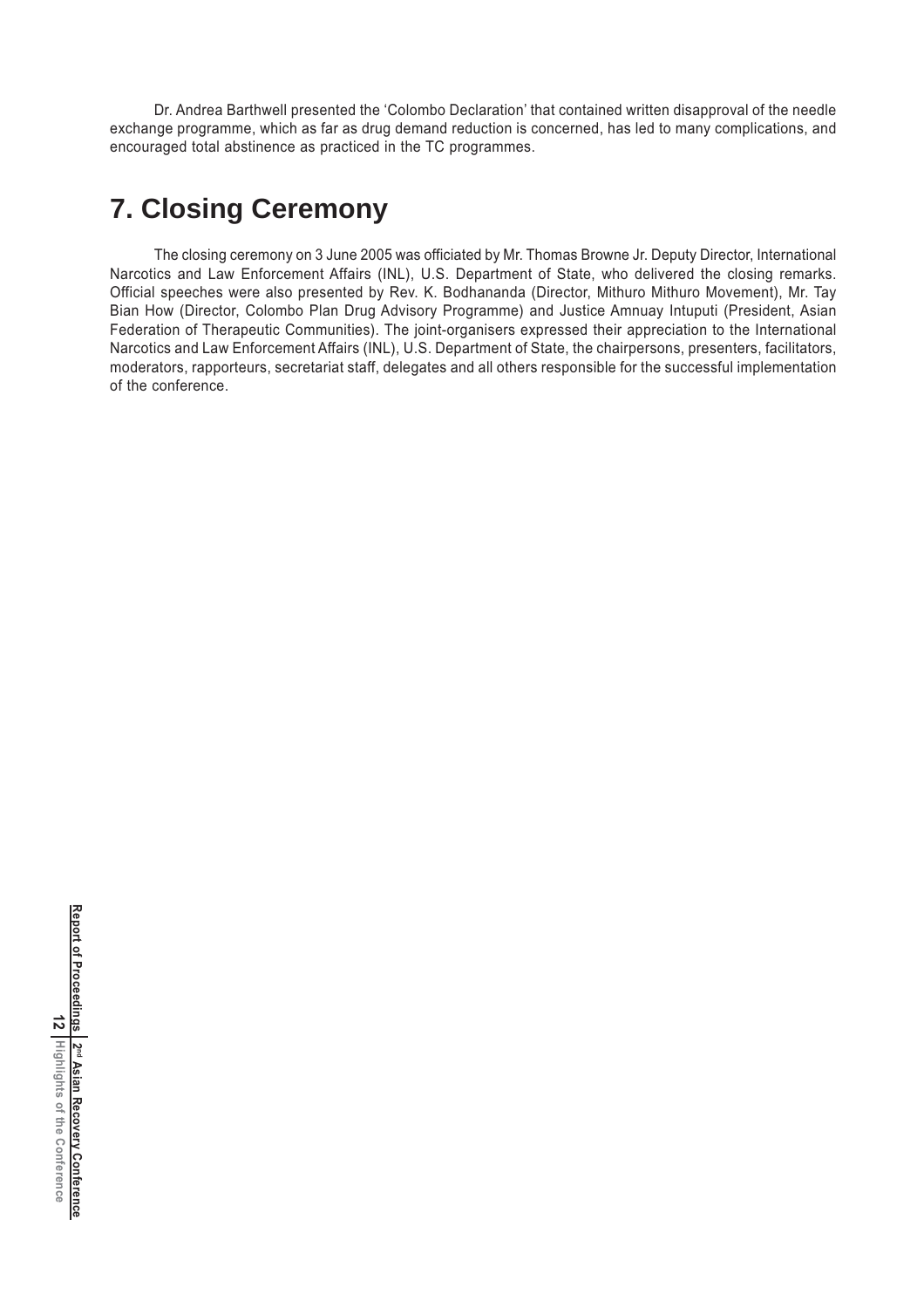Dr. Andrea Barthwell presented the 'Colombo Declaration' that contained written disapproval of the needle exchange programme, which as far as drug demand reduction is concerned, has led to many complications, and encouraged total abstinence as practiced in the TC programmes.

## 7. Closing Ceremony

The closing ceremony on 3 June 2005 was officiated by Mr. Thomas Browne Jr. Deputy Director, International Narcotics and Law Enforcement Affairs (INL), U.S. Department of State, who delivered the closing remarks. Official speeches were also presented by Rev. K. Bodhananda (Director, Mithuro Mithuro Movement), Mr. Tay Bian How (Director, Colombo Plan Drug Advisory Programme) and Justice Amnuay Intuputi (President, Asian Federation of Therapeutic Communities). The joint-organisers expressed their appreciation to the International Narcotics and Law Enforcement Affairs (INL), U.S. Department of State, the chairpersons, presenters, facilitators, moderators, rapporteurs, secretariat staff, delegates and all others responsible for the successful implementation of the conference.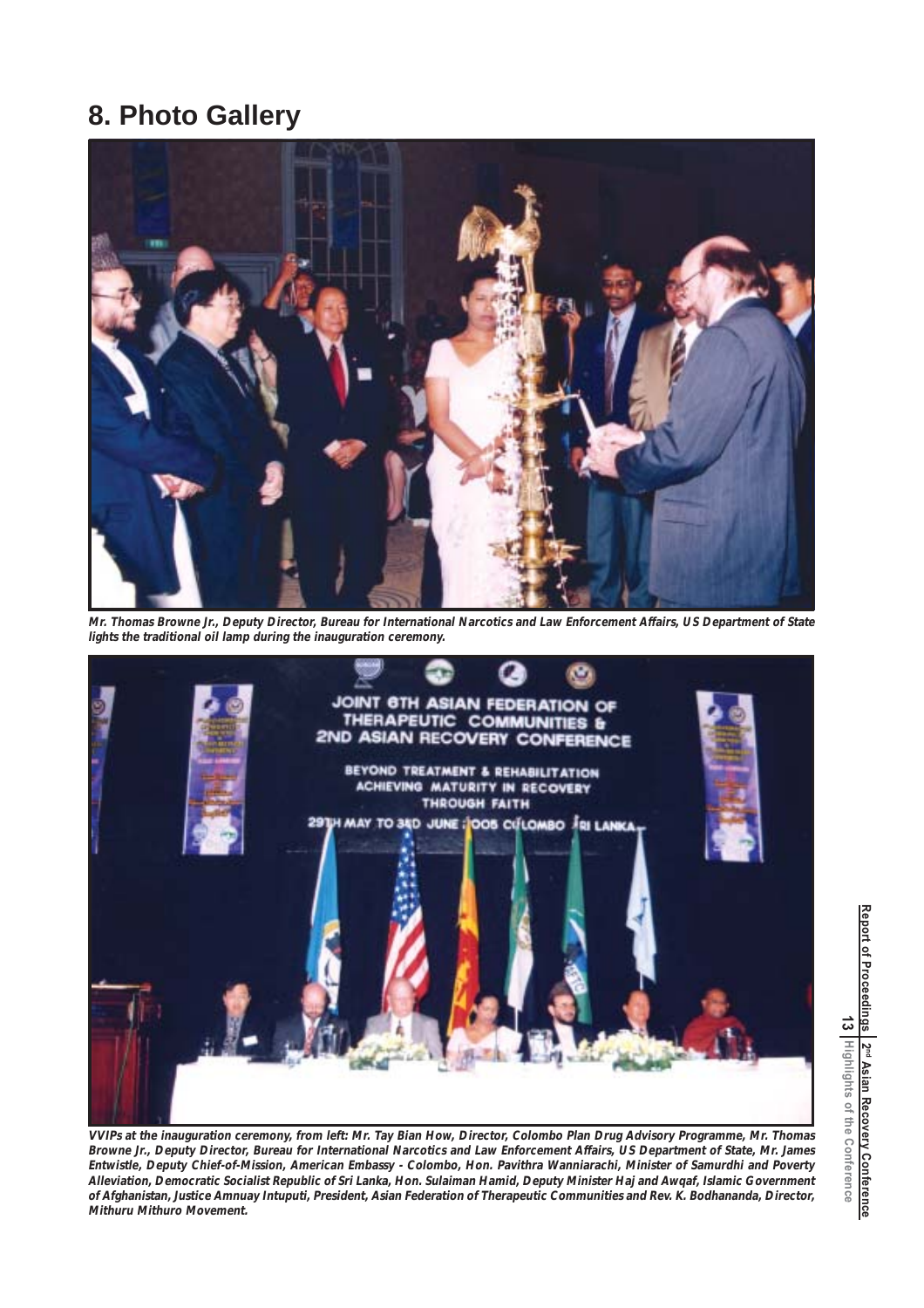# 8. Photo Gallery

***Mr. Thomas Browne Jr., Deputy Director, Bureau for International Narcotics and Law Enforcement Affairs, US Department of State lights the traditional oil lamp during the inauguration ceremony.***

***VVIPs at the inauguration ceremony, from left: Mr. Tay Bian How, Director, Colombo Plan Drug Advisory Programme, Mr. Thomas Browne Jr., Deputy Director, Bureau for International Narcotics and Law Enforcement Affairs, US Department of State, Mr. James Entwistle, Deputy Chief-of-Mission, American Embassy - Colombo, Hon. Pavithra Wanniarachi, Minister of Samurdhi and Poverty Alleviation, Democratic Socialist Republic of Sri Lanka, Hon. Sulaiman Hamid, Deputy Minister Haj and Awqaf, Islamic Government of Afghanistan, Justice Amnuay Intuputi, President, Asian Federation of Therapeutic Communities and Rev. K. Bodhananda, Director, Mithuru Mithuro Movement.***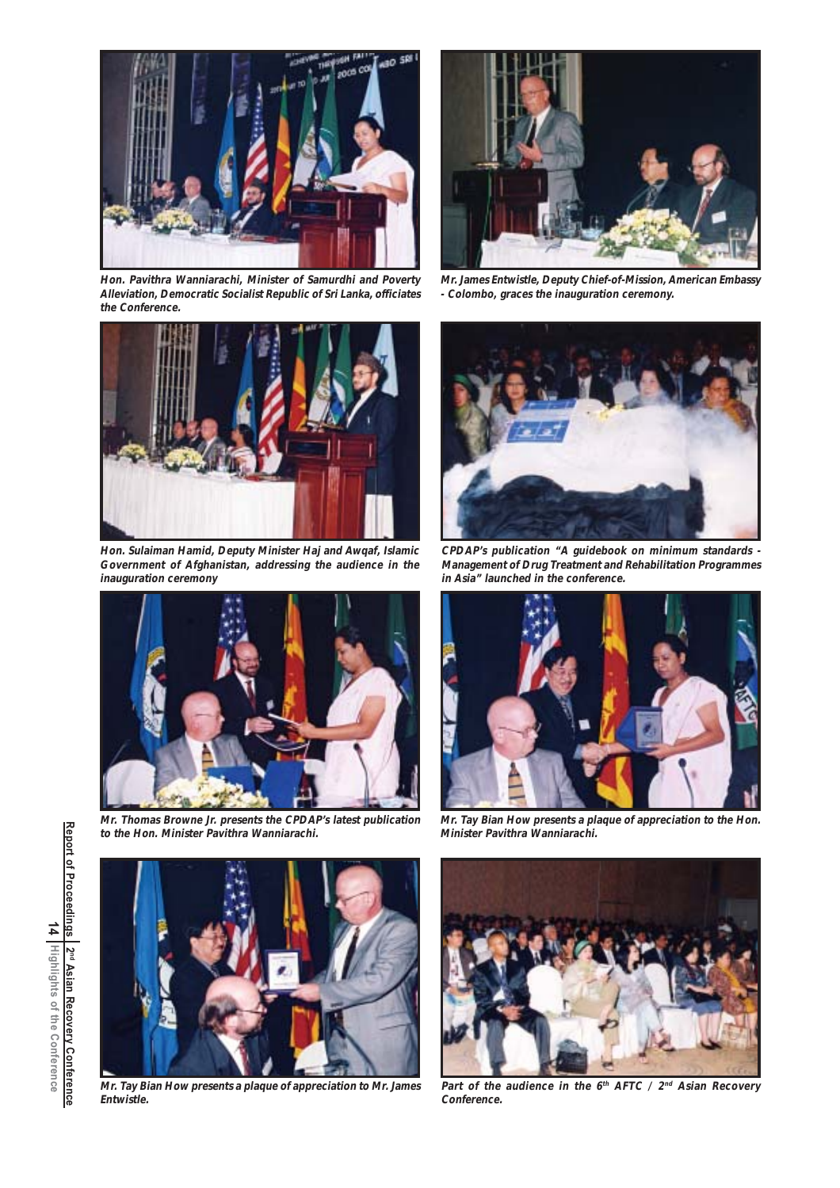Hon. Pavithra Wanniarachi, Minister of Samurdhi and Poverty Alleviation, Democratic Socialist Republic of Sri Lanka, officiates the Conference.

Mr. James Entwistle, Deputy Chief-of-Mission, American Embassy - Colombo, graces the inauguration ceremony.

Hon. Sulaiman Hamid, Deputy Minister Haj and Awqaf, Islamic Government of Afghanistan, addressing the audience in the inauguration ceremony

CPDAP's publication "A guidebook on minimum standards - Management of Drug Treatment and Rehabilitation Programmes in Asia" launched in the conference.

Mr. Thomas Browne Jr. presents the CPDAP's latest publication to the Hon. Minister Pavithra Wanniarachi.

Mr. Tay Bian How presents a plaque of appreciation to the Hon. Minister Pavithra Wanniarachi.

Mr. Tay Bian How presents a plaque of appreciation to Mr. James Entwistle.

Part of the audience in the 6th AFTC / 2nd Asian Recovery Conference.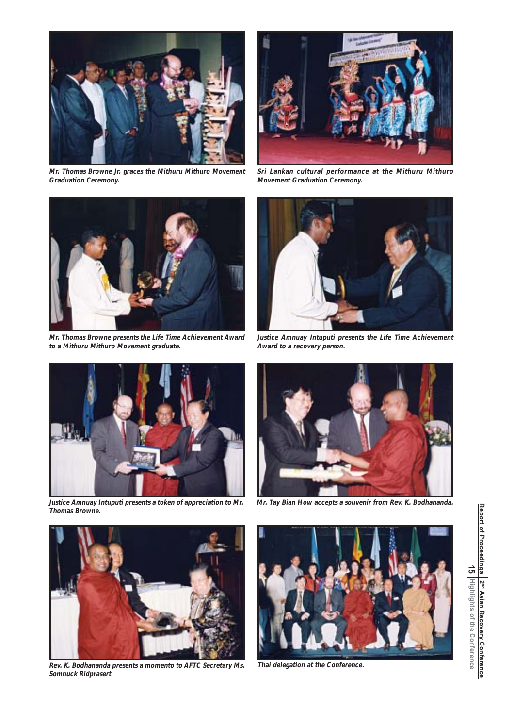*Mr. Thomas Browne Jr. graces the Mithuru Mithuro Movement Graduation Ceremony.*

*Sri Lankan cultural performance at the Mithuru Mithuro Movement Graduation Ceremony.*

*Mr. Thomas Browne presents the Life Time Achievement Award to a Mithuru Mithuro Movement graduate.*

*Justice Amnuay Intuputi presents the Life Time Achievement Award to a recovery person.*

*Justice Amnuay Intuputi presents a token of appreciation to Mr. Thomas Browne.*

*Mr. Tay Bian How accepts a souvenir from Rev. K. Bodhananda.*

*Rev. K. Bodhananda presents a momento to AFTC Secretary Ms. Somnuck Ridprasert.*

*Thai delegation at the Conference.*